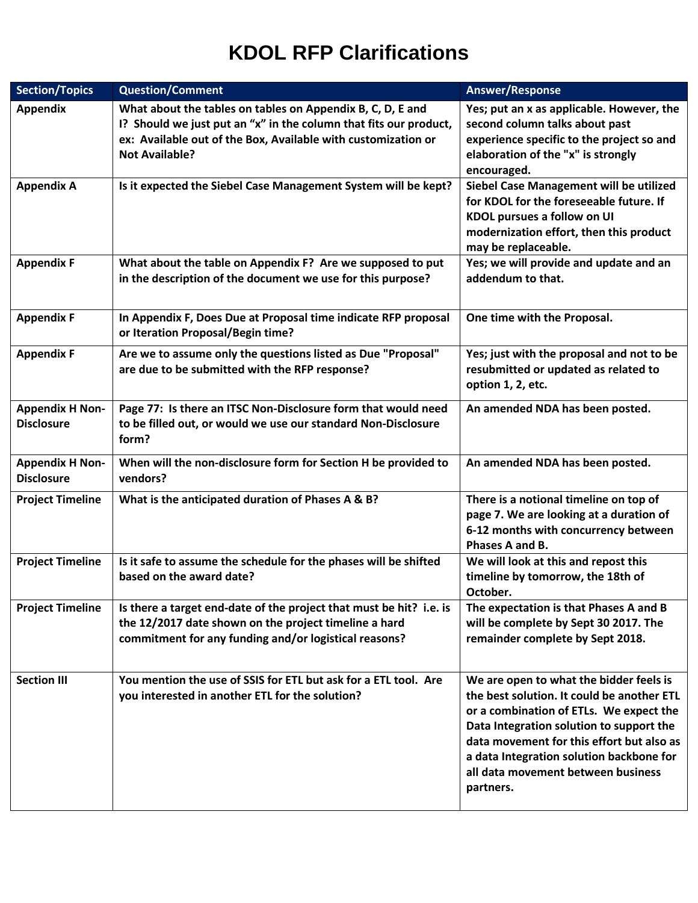# KDOL RFP Clarifications

| Section/Topics | Question/Comment | Answer/Response |
|---|---|---|
| Appendix | What about the tables on tables on Appendix B, C, D, E and I? Should we just put an "x" in the column that fits our product, ex: Available out of the Box, Available with customization or Not Available? | Yes; put an x as applicable. However, the second column talks about past experience specific to the project so and elaboration of the "x" is strongly encouraged. |
| Appendix A | Is it expected the Siebel Case Management System will be kept? | Siebel Case Management will be utilized for KDOL for the foreseeable future. If KDOL pursues a follow on UI modernization effort, then this product may be replaceable. |
| Appendix F | What about the table on Appendix F? Are we supposed to put in the description of the document we use for this purpose? | Yes; we will provide and update and an addendum to that. |
| Appendix F | In Appendix F, Does Due at Proposal time indicate RFP proposal or Iteration Proposal/Begin time? | One time with the Proposal. |
| Appendix F | Are we to assume only the questions listed as Due "Proposal" are due to be submitted with the RFP response? | Yes; just with the proposal and not to be resubmitted or updated as related to option 1, 2, etc. |
| Appendix H Non-Disclosure | Page 77: Is there an ITSC Non-Disclosure form that would need to be filled out, or would we use our standard Non-Disclosure form? | An amended NDA has been posted. |
| Appendix H Non-Disclosure | When will the non-disclosure form for Section H be provided to vendors? | An amended NDA has been posted. |
| Project Timeline | What is the anticipated duration of Phases A & B? | There is a notional timeline on top of page 7. We are looking at a duration of 6-12 months with concurrency between Phases A and B. |
| Project Timeline | Is it safe to assume the schedule for the phases will be shifted based on the award date? | We will look at this and repost this timeline by tomorrow, the 18th of Octobaer. |
| Project Timeline | Is there a target end-date of the project that must be hit? i.e. is the 12/2017 date shown on the project timeline a hard commitment for any funding and/or logistical reasons? | The expectation is that Phases A and B will be complete by Sept 30 2017. The remainder complete by Sept 2018. |
| Section III | You mention the use of SSIS for ETL but ask for a ETL tool. Are you interested in another ETL for the solution? | We are open to what the bidder feels is the best solution. It could be another ETL or a combination of ETLs. We expect the Data Integration solution to support the data movement for this effort but also as a data Integration solution backbone for all data movement between business partners. |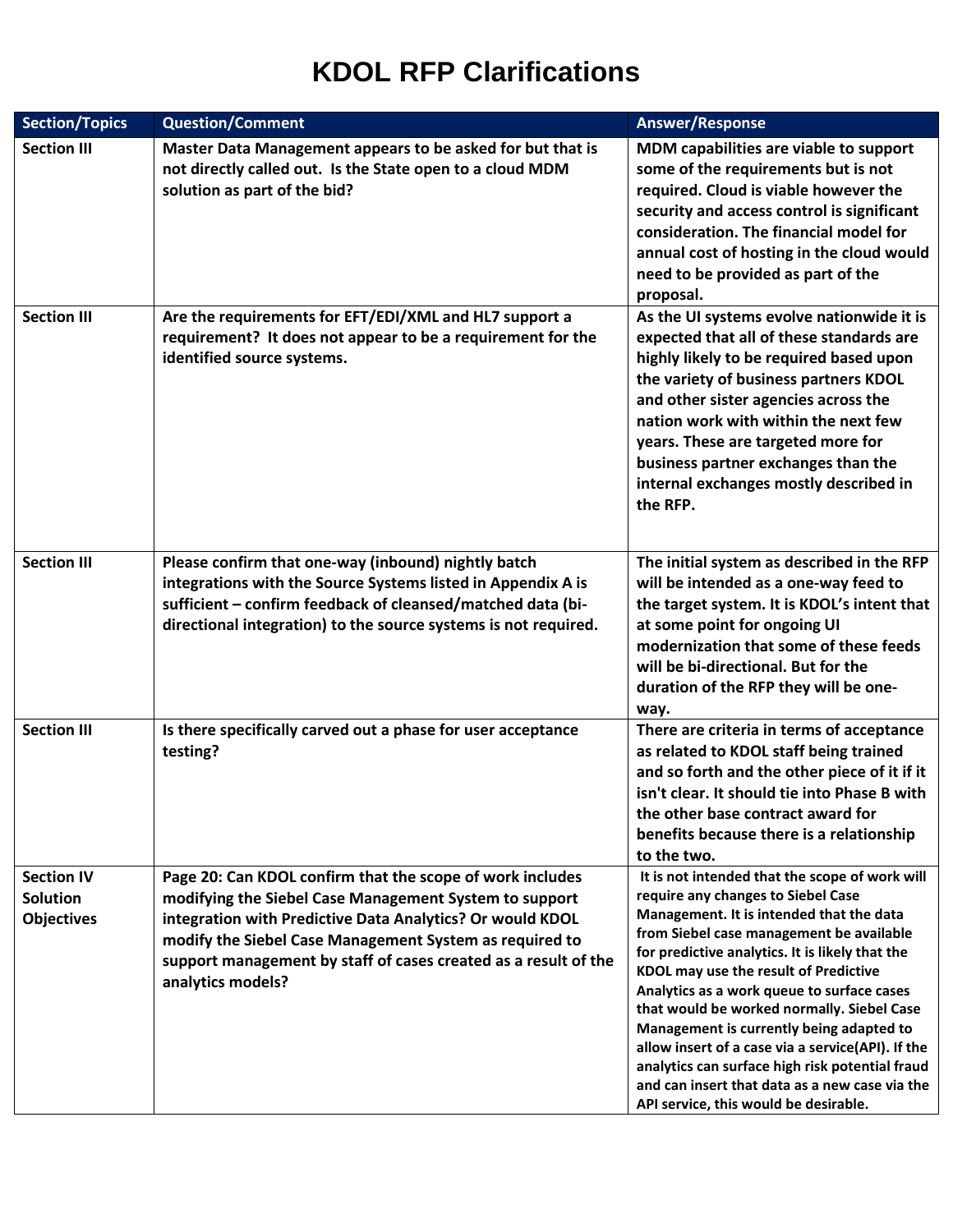# KDOL RFP Clarifications

| Section/Topics | Question/Comment | Answer/Response |
|---|---|---|
| **Section III** | **Master Data Management appears to be asked for but that is not directly called out. Is the State open to a cloud MDM solution as part of the bid?** | **MDM capabilities are viable to support some of the requirements but is not required. Cloud is viable however the security and access control is significant consideration. The financial model for annual cost of hosting in the cloud would need to be provided as part of the proposal.** |
| **Section III** | **Are the requirements for EFT/EDI/XML and HL7 support a requirement? It does not appear to be a requirement for the identified source systems.** | **As the UI systems evolve nationwide it is expected that all of these standards are highly likely to be required based upon the variety of business partners KDOL and other sister agencies across the nation work with within the next few years. These are targeted more for business partner exchanges than the internal exchanges mostly described in the RFP.** |
| **Section III** | **Please confirm that one-way (inbound) nightly batch integrations with the Source Systems listed in Appendix A is sufficient – confirm feedback of cleansed/matched data (bi-directional integration) to the source systems is not required.** | **The initial system as described in the RFP will be intended as a one-way feed to the target system. It is KDOL's intent that at some point for ongoing UI modernization that some of these feeds will be bi-directional. But for the duration of the RFP they will be one-way.** |
| **Section III** | **Is there specifically carved out a phase for user acceptance testing?** | **There are criteria in terms of acceptance as related to KDOL staff being trained and so forth and the other piece of it if it isn't clear. It should tie into Phase B with the other base contract award for benefits because there is a relationship to the two.** |
| **Section IV Solution Objectives** | **Page 20: Can KDOL confirm that the scope of work includes modifying the Siebel Case Management System to support integration with Predictive Data Analytics? Or would KDOL modify the Siebel Case Management System as required to support management by staff of cases created as a result of the analytics models?** | **It is not intended that the scope of work will require any changes to Siebel Case Management. It is intended that the data from Siebel case management be available for predictive analytics. It is likely that the KDOL may use the result of Predictive Analytics as a work queue to surface cases that would be worked normally. Siebel Case Management is currently being adapted to allow insert of a case via a service(API). If the analytics can surface high risk potential fraud and can insert that data as a new case via the API service, this would be desirable.** |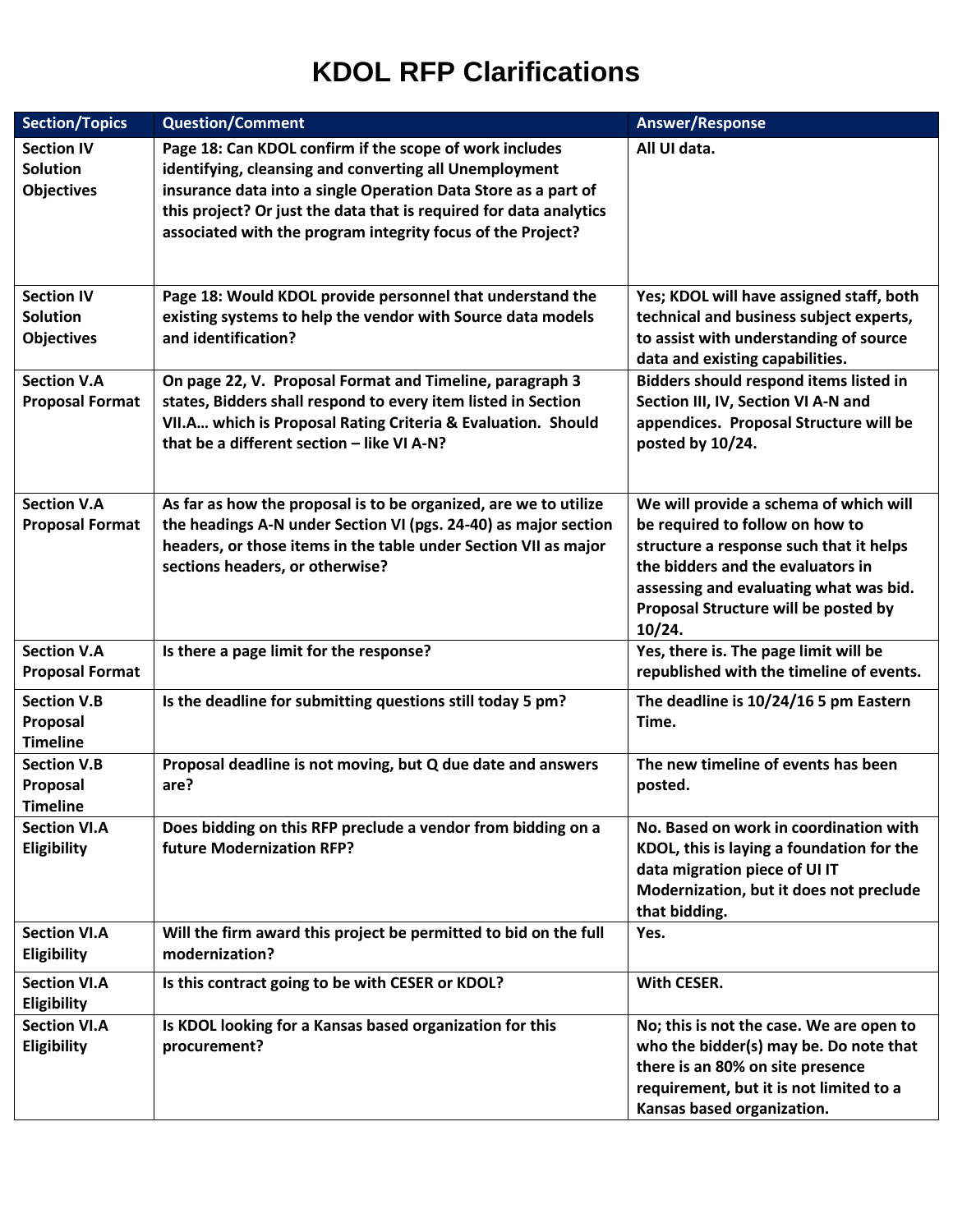# KDOL RFP Clarifications

| Section/Topics | Question/Comment | Answer/Response |
|---|---|---|
| **Section IV Solution Objectives** | **Page 18: Can KDOL confirm if the scope of work includes identifying, cleansing and converting all Unemployment insurance data into a single Operation Data Store as a part of this project? Or just the data that is required for data analytics associated with the program integrity focus of the Project?** | **All UI data.** |
| **Section IV Solution Objectives** | **Page 18: Would KDOL provide personnel that understand the existing systems to help the vendor with Source data models and identification?** | **Yes; KDOL will have assigned staff, both technical and business subject experts, to assist with understanding of source data and existing capabilities.** |
| **Section V.A Proposal Format** | **On page 22, V. Proposal Format and Timeline, paragraph 3 states, Bidders shall respond to every item listed in Section VII.A… which is Proposal Rating Criteria & Evaluation. Should that be a different section – like VI A-N?** | **Bidders should respond items listed in Section III, IV, Section VI A-N and appendices. Proposal Structure will be posted by 10/24.** |
| **Section V.A Proposal Format** | **As far as how the proposal is to be organized, are we to utilize the headings A-N under Section VI (pgs. 24-40) as major section headers, or those items in the table under Section VII as major sections headers, or otherwise?** | **We will provide a schema of which will be required to follow on how to structure a response such that it helps the bidders and the evaluators in assessing and evaluating what was bid. Proposal Structure will be posted by 10/24.** |
| **Section V.A Proposal Format** | **Is there a page limit for the response?** | **Yes, there is. The page limit will be republished with the timeline of events.** |
| **Section V.B Proposal Timeline** | **Is the deadline for submitting questions still today 5 pm?** | **The deadline is 10/24/16 5 pm Eastern Time.** |
| **Section V.B Proposal Timeline** | **Proposal deadline is not moving, but Q due date and answers are?** | **The new timeline of events has been posted.** |
| **Section VI.A Eligibility** | **Does bidding on this RFP preclude a vendor from bidding on a future Modernization RFP?** | **No. Based on work in coordination with KDOL, this is laying a foundation for the data migration piece of UI IT Modernization, but it does not preclude that bidding.** |
| **Section VI.A Eligibility** | **Will the firm award this project be permitted to bid on the full modernization?** | **Yes.** |
| **Section VI.A Eligibility** | **Is this contract going to be with CESER or KDOL?** | **With CESER.** |
| **Section VI.A Eligibility** | **Is KDOL looking for a Kansas based organization for this procurement?** | **No; this is not the case. We are open to who the bidder(s) may be. Do note that there is an 80% on site presence requirement, but it is not limited to a Kansas based organization.** |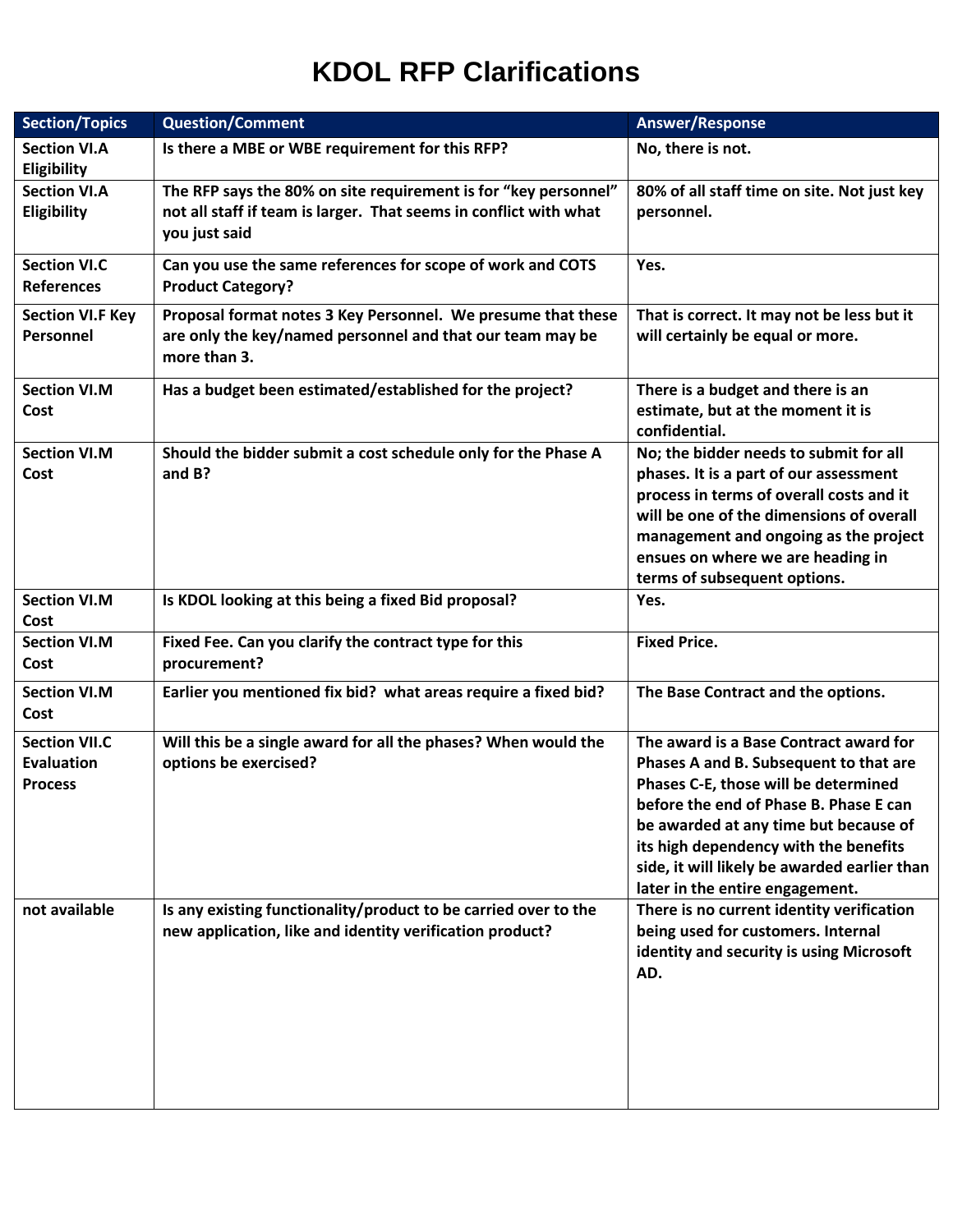# KDOL RFP Clarifications

| Section/Topics | Question/Comment | Answer/Response |
|---|---|---|
| **Section VI.A Eligibility** | **Is there a MBE or WBE requirement for this RFP?** | **No, there is not.** |
| **Section VI.A Eligibility** | **The RFP says the 80% on site requirement is for "key personnel" not all staff if team is larger. That seems in conflict with what you just said** | **80% of all staff time on site. Not just key personnel.** |
| **Section VI.C References** | **Can you use the same references for scope of work and COTS Product Category?** | **Yes.** |
| **Section VI.F Key Personnel** | **Proposal format notes 3 Key Personnel. We presume that these are only the key/named personnel and that our team may be more than 3.** | **That is correct. It may not be less but it will certainly be equal or more.** |
| **Section VI.M Cost** | **Has a budget been estimated/established for the project?** | **There is a budget and there is an estimate, but at the moment it is confidential.** |
| **Section VI.M Cost** | **Should the bidder submit a cost schedule only for the Phase A and B?** | **No; the bidder needs to submit for all phases. It is a part of our assessment process in terms of overall costs and it will be one of the dimensions of overall management and ongoing as the project ensues on where we are heading in terms of subsequent options.** |
| **Section VI.M Cost** | **Is KDOL looking at this being a fixed Bid proposal?** | **Yes.** |
| **Section VI.M Cost** | **Fixed Fee. Can you clarify the contract type for this procurement?** | **Fixed Price.** |
| **Section VI.M Cost** | **Earlier you mentioned fix bid? what areas require a fixed bid?** | **The Base Contract and the options.** |
| **Section VII.C Evaluation Process** | **Will this be a single award for all the phases? When would the options be exercised?** | **The award is a Base Contract award for Phases A and B. Subsequent to that are Phases C-E, those will be determined before the end of Phase B. Phase E can be awarded at any time but because of its high dependency with the benefits side, it will likely be awarded earlier than later in the entire engagement.** |
| **not available** | **Is any existing functionality/product to be carried over to the new application, like and identity verification product?** | **There is no current identity verification being used for customers. Internal identity and security is using Microsoft AD.** |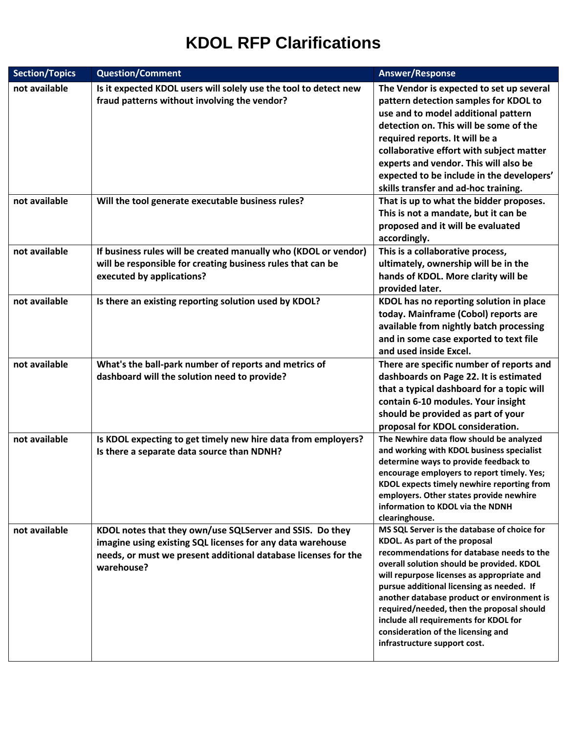# KDOL RFP Clarifications

| Section/Topics | Question/Comment | Answer/Response |
|---|---|---|
| not available | Is it expected KDOL users will solely use the tool to detect new fraud patterns without involving the vendor? | The Vendor is expected to set up several pattern detection samples for KDOL to use and to model additional pattern detection on. This will be some of the required reports. It will be a collaborative effort with subject matter experts and vendor. This will also be expected to be include in the developers' skills transfer and ad-hoc training. |
| not available | Will the tool generate executable business rules? | That is up to what the bidder proposes. This is not a mandate, but it can be proposed and it will be evaluated accordingly. |
| not available | If business rules will be created manually who (KDOL or vendor) will be responsible for creating business rules that can be executed by applications? | This is a collaborative process, ultimately, ownership will be in the hands of KDOL. More clarity will be provided later. |
| not available | Is there an existing reporting solution used by KDOL? | KDOL has no reporting solution in place today. Mainframe (Cobol) reports are available from nightly batch processing and in some case exported to text file and used inside Excel. |
| not available | What's the ball-park number of reports and metrics of dashboard will the solution need to provide? | There are specific number of reports and dashboards on Page 22. It is estimated that a typical dashboard for a topic will contain 6-10 modules. Your insight should be provided as part of your proposal for KDOL consideration. |
| not available | Is KDOL expecting to get timely new hire data from employers? Is there a separate data source than NDNH? | The Newhire data flow should be analyzed and working with KDOL business specialist determine ways to provide feedback to encourage employers to report timely. Yes; KDOL expects timely newhire reporting from employers. Other states provide newhire information to KDOL via the NDNH clearinghouse. |
| not available | KDOL notes that they own/use SQLServer and SSIS. Do they imagine using existing SQL licenses for any data warehouse needs, or must we present additional database licenses for the warehouse? | MS SQL Server is the database of choice for KDOL. As part of the proposal recommendations for database needs to the overall solution should be provided. KDOL will repurpose licenses as appropriate and pursue additional licensing as needed. If another database product or environment is required/needed, then the proposal should include all requirements for KDOL for consideration of the licensing and infrastructure support cost. |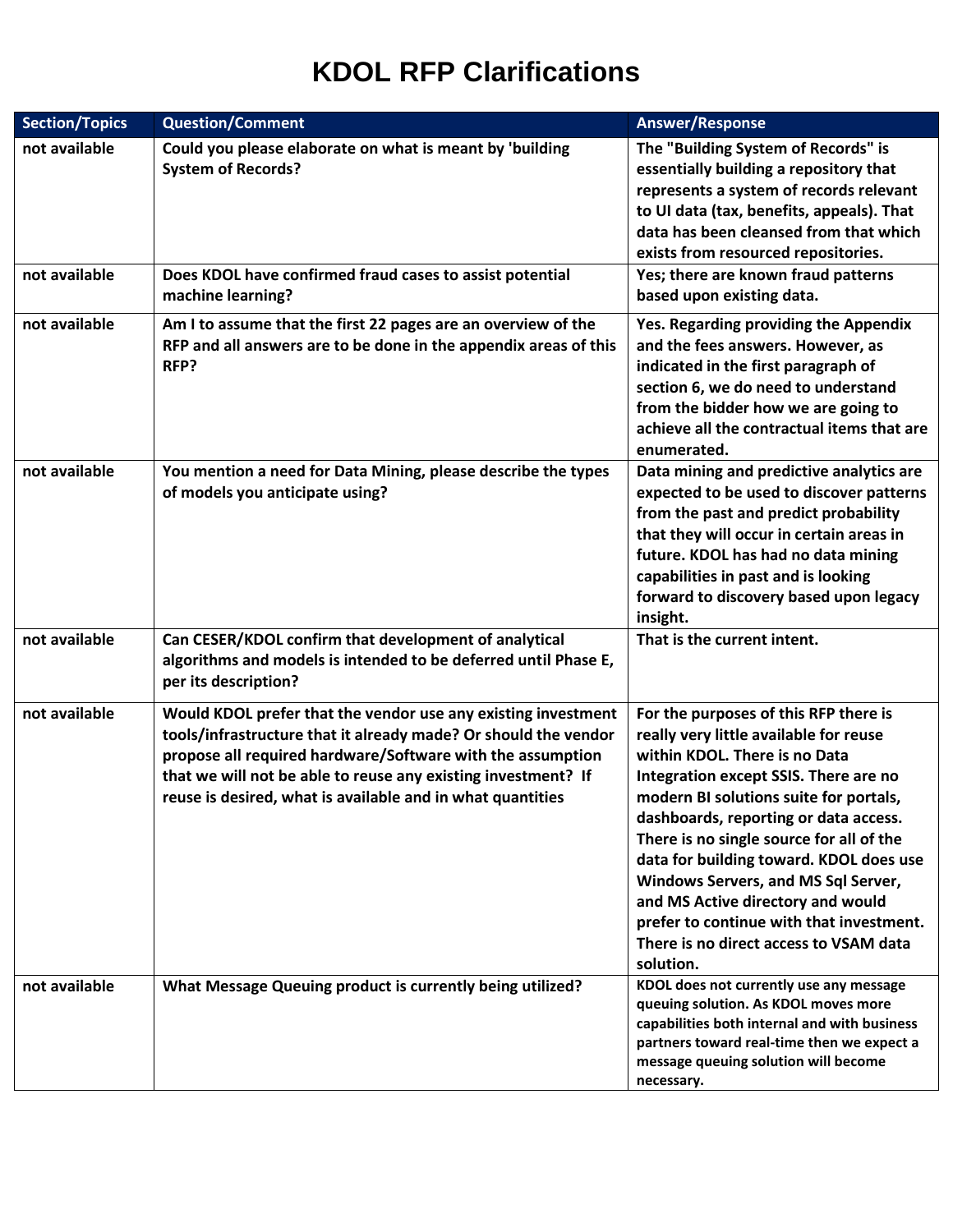# KDOL RFP Clarifications

| Section/Topics | Question/Comment | Answer/Response |
|---|---|---|
| not available | Could you please elaborate on what is meant by 'building System of Records? | The "Building System of Records" is essentially building a repository that represents a system of records relevant to UI data (tax, benefits, appeals). That data has been cleansed from that which exists from resourced repositories. |
| not available | Does KDOL have confirmed fraud cases to assist potential machine learning? | Yes; there are known fraud patterns based upon existing data. |
| not available | Am I to assume that the first 22 pages are an overview of the RFP and all answers are to be done in the appendix areas of this RFP? | Yes. Regarding providing the Appendix and the fees answers. However, as indicated in the first paragraph of section 6, we do need to understand from the bidder how we are going to achieve all the contractual items that are enumerated. |
| not available | You mention a need for Data Mining, please describe the types of models you anticipate using? | Data mining and predictive analytics are expected to be used to discover patterns from the past and predict probability that they will occur in certain areas in future. KDOL has had no data mining capabilities in past and is looking forward to discovery based upon legacy insight. |
| not available | Can CESER/KDOL confirm that development of analytical algorithms and models is intended to be deferred until Phase E, per its description? | That is the current intent. |
| not available | Would KDOL prefer that the vendor use any existing investment tools/infrastructure that it already made? Or should the vendor propose all required hardware/Software with the assumption that we will not be able to reuse any existing investment? If reuse is desired, what is available and in what quantities | For the purposes of this RFP there is really very little available for reuse within KDOL. There is no Data Integration except SSIS. There are no modern BI solutions suite for portals, dashboards, reporting or data access. There is no single source for all of the data for building toward. KDOL does use Windows Servers, and MS Sql Server, and MS Active directory and would prefer to continue with that investment. There is no direct access to VSAM data solution. |
| not available | What Message Queuing product is currently being utilized? | KDOL does not currently use any message queuing solution. As KDOL moves more capabilities both internal and with business partners toward real-time then we expect a message queuing solution will become necessary. |